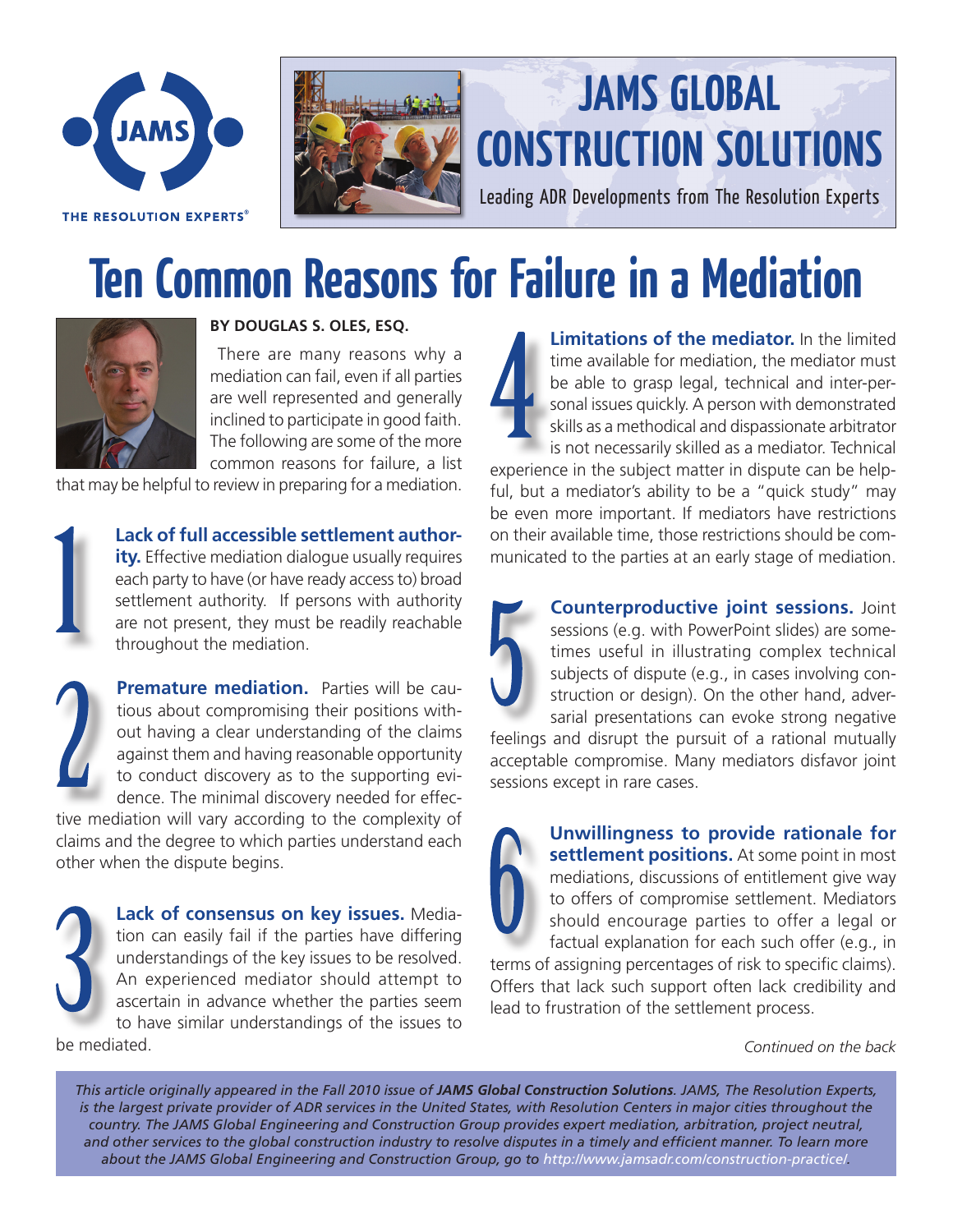JAMS

THE RESOLUTION EXPERTS®

# JAMS GLOBAL CONSTRUCTION SOLUTIONS

Leading ADR Developments from The Resolution Experts

# Ten Common Reasons for Failure in a Mediation

**BY DOUGLAS S. OLES, ESQ.**

There are many reasons why a mediation can fail, even if all parties are well represented and generally inclined to participate in good faith. The following are some of the more common reasons for failure, a list that may be helpful to review in preparing for a mediation.

**1. Lack of full accessible settlement authority.** Effective mediation dialogue usually requires each party to have (or have ready access to) broad settlement authority. If persons with authority are not present, they must be readily reachable throughout the mediation.

**2. Premature mediation.** Parties will be cautious about compromising their positions without having a clear understanding of the claims against them and having reasonable opportunity to conduct discovery as to the supporting evidence. The minimal discovery needed for effective mediation will vary according to the complexity of claims and the degree to which parties understand each other when the dispute begins.

**3. Lack of consensus on key issues.** Mediation can easily fail if the parties have differing understandings of the key issues to be resolved. An experienced mediator should attempt to ascertain in advance whether the parties seem to have similar understandings of the issues to be mediated.

**4. Limitations of the mediator.** In the limited time available for mediation, the mediator must be able to grasp legal, technical and inter-personal issues quickly. A person with demonstrated skills as a methodical and dispassionate arbitrator is not necessarily skilled as a mediator. Technical experience in the subject matter in dispute can be helpful, but a mediator's ability to be a "quick study" may be even more important. If mediators have restrictions on their available time, those restrictions should be communicated to the parties at an early stage of mediation.

**5. Counterproductive joint sessions.** Joint sessions (e.g. with PowerPoint slides) are sometimes useful in illustrating complex technical subjects of dispute (e.g., in cases involving construction or design). On the other hand, adversarial presentations can evoke strong negative feelings and disrupt the pursuit of a rational mutually acceptable compromise. Many mediators disfavor joint sessions except in rare cases.

**6. Unwillingness to provide rationale for settlement positions.** At some point in most mediations, discussions of entitlement give way to offers of compromise settlement. Mediators should encourage parties to offer a legal or factual explanation for each such offer (e.g., in terms of assigning percentages of risk to specific claims). Offers that lack such support often lack credibility and lead to frustration of the settlement process.

*Continued on the back*

*This article originally appeared in the Fall 2010 issue of **JAMS Global Construction Solutions**. JAMS, The Resolution Experts, is the largest private provider of ADR services in the United States, with Resolution Centers in major cities throughout the country. The JAMS Global Engineering and Construction Group provides expert mediation, arbitration, project neutral, and other services to the global construction industry to resolve disputes in a timely and efficient manner. To learn more about the JAMS Global Engineering and Construction Group, go to http://www.jamsadr.com/construction-practice/.*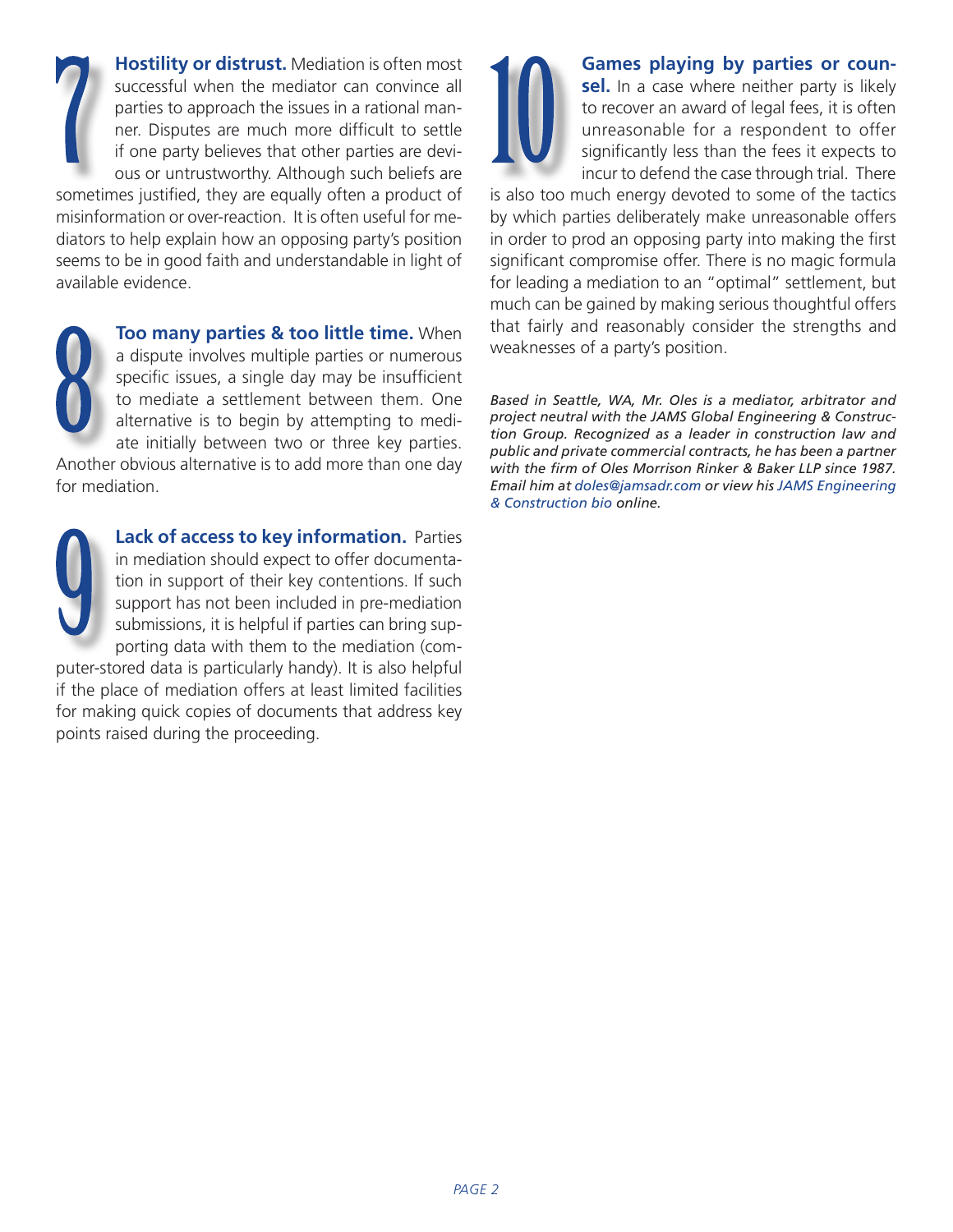**7 Hostility or distrust.** Mediation is often most successful when the mediator can convince all parties to approach the issues in a rational manner. Disputes are much more difficult to settle if one party believes that other parties are devious or untrustworthy. Although such beliefs are sometimes justified, they are equally often a product of misinformation or over-reaction. It is often useful for mediators to help explain how an opposing party's position seems to be in good faith and understandable in light of available evidence.

**8 Too many parties & too little time.** When a dispute involves multiple parties or numerous specific issues, a single day may be insufficient to mediate a settlement between them. One alternative is to begin by attempting to mediate initially between two or three key parties. Another obvious alternative is to add more than one day for mediation.

**9 Lack of access to key information.** Parties in mediation should expect to offer documentation in support of their key contentions. If such support has not been included in pre-mediation submissions, it is helpful if parties can bring supporting data with them to the mediation (computer-stored data is particularly handy). It is also helpful if the place of mediation offers at least limited facilities for making quick copies of documents that address key points raised during the proceeding.

**10 Games playing by parties or counsel.** In a case where neither party is likely to recover an award of legal fees, it is often unreasonable for a respondent to offer significantly less than the fees it expects to incur to defend the case through trial. There is also too much energy devoted to some of the tactics by which parties deliberately make unreasonable offers in order to prod an opposing party into making the first significant compromise offer. There is no magic formula for leading a mediation to an "optimal" settlement, but much can be gained by making serious thoughtful offers that fairly and reasonably consider the strengths and weaknesses of a party's position.

*Based in Seattle, WA, Mr. Oles is a mediator, arbitrator and project neutral with the JAMS Global Engineering & Construction Group. Recognized as a leader in construction law and public and private commercial contracts, he has been a partner with the firm of Oles Morrison Rinker & Baker LLP since 1987. Email him at doles@jamsadr.com or view his JAMS Engineering & Construction bio online.*